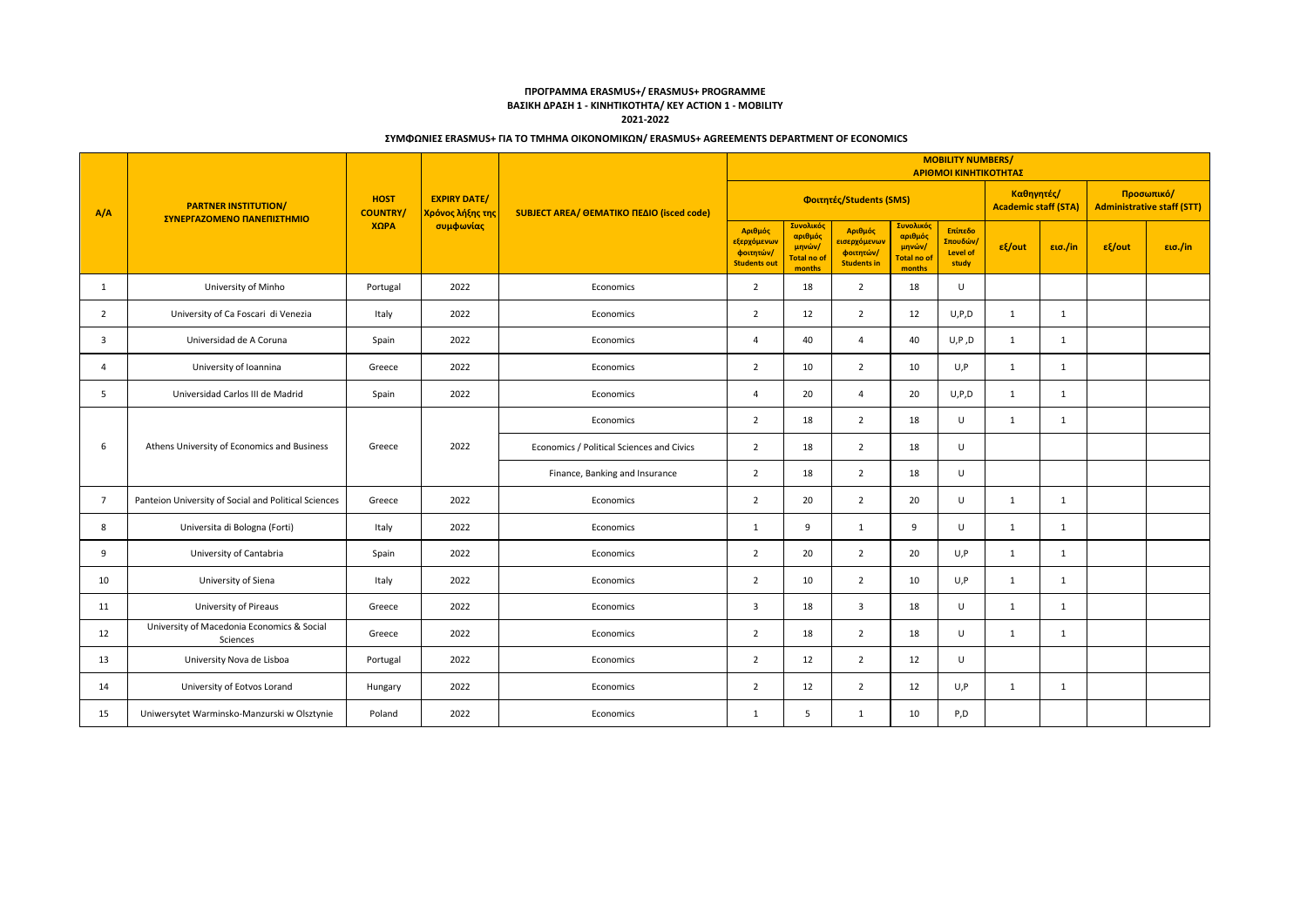**ΠΡΟΓΡΑΜΜΑ ERASMUS+/ ERASMUS+ PROGRAMME**

**ΒΑΣΙΚΗ ΔΡΑΣΗ 1 - ΚΙΝΗΤΙΚΟΤΗΤΑ/ KEY ACTION 1 - MOBILITY**

**2021-2022**

**ΣΥΜΦΩΝΙΕΣ ERASMUS+ ΓΙΑ ΤΟ ΤΜΗΜΑ ΟΙΚΟΝΟΜΙΚΩΝ/ ERASMUS+ AGREEMENTS DEPARTMENT OF ECONOMICS**

| A/A | PARTNER INSTITUTION/ ΣΥΝΕΡΓΑΖΟΜΕΝΟ ΠΑΝΕΠΙΣΤΗΜΙΟ | HOST COUNTRY/ ΧΩΡΑ | EXPIRY DATE/ Χρόνος λήξης της συμφωνίας | SUBJECT AREA/ ΘΕΜΑΤΙΚΟ ΠΕΔΙΟ (isced code) | MOBILITY NUMBERS/ ΑΡΙΘΜΟΙ ΚΙΝΗΤΙΚΟΤΗΤΑΣ | | | | | | | | |
|---|---|---|---|---|---|---|---|---|---|---|---|---|---|
| | | | | | Φοιτητές/Students (SMS) | | | | | Καθηγητές/ Academic staff (STA) | | Προσωπικό/ Administrative staff (STT) | |
| | | | | | Αριθμός εξερχόμενων φοιτητών/ Students out | Συνολικός αριθμός μηνών/ Total no of months | Αριθμός εισερχόμενων φοιτητών/ Students in | Συνολικός αριθμός μηνών/ Total no of months | Επίπεδο Σπουδών/ Level of study | εξ/out | εισ./in | εξ/out | εισ./in |
| 1 | University of Minho | Portugal | 2022 | Economics | 2 | 18 | 2 | 18 | U | | | | |
| 2 | University of Ca Foscari di Venezia | Italy | 2022 | Economics | 2 | 12 | 2 | 12 | U,P,D | 1 | 1 | | |
| 3 | Universidad de A Coruna | Spain | 2022 | Economics | 4 | 40 | 4 | 40 | U,P ,D | 1 | 1 | | |
| 4 | University of Ioannina | Greece | 2022 | Economics | 2 | 10 | 2 | 10 | U,P | 1 | 1 | | |
| 5 | Universidad Carlos III de Madrid | Spain | 2022 | Economics | 4 | 20 | 4 | 20 | U,P,D | 1 | 1 | | |
| 6 | Athens University of Economics and Business | Greece | 2022 | Economics | 2 | 18 | 2 | 18 | U | 1 | 1 | | |
| | | | | Economics / Political Sciences and Civics | 2 | 18 | 2 | 18 | U | | | | |
| | | | | Finance, Banking and Insurance | 2 | 18 | 2 | 18 | U | | | | |
| 7 | Panteion University of Social and Political Sciences | Greece | 2022 | Economics | 2 | 20 | 2 | 20 | U | 1 | 1 | | |
| 8 | Universita di Bologna (Forti) | Italy | 2022 | Economics | 1 | 9 | 1 | 9 | U | 1 | 1 | | |
| 9 | University of Cantabria | Spain | 2022 | Economics | 2 | 20 | 2 | 20 | U,P | 1 | 1 | | |
| 10 | University of Siena | Italy | 2022 | Economics | 2 | 10 | 2 | 10 | U,P | 1 | 1 | | |
| 11 | University of Pireaus | Greece | 2022 | Economics | 3 | 18 | 3 | 18 | U | 1 | 1 | | |
| 12 | University of Macedonia Economics & Social Sciences | Greece | 2022 | Economics | 2 | 18 | 2 | 18 | U | 1 | 1 | | |
| 13 | University Nova de Lisboa | Portugal | 2022 | Economics | 2 | 12 | 2 | 12 | U | | | | |
| 14 | University of Eotvos Lorand | Hungary | 2022 | Economics | 2 | 12 | 2 | 12 | U,P | 1 | 1 | | |
| 15 | Uniwersytet Warminsko-Manzurski w Olsztynie | Poland | 2022 | Economics | 1 | 5 | 1 | 10 | P,D | | | | |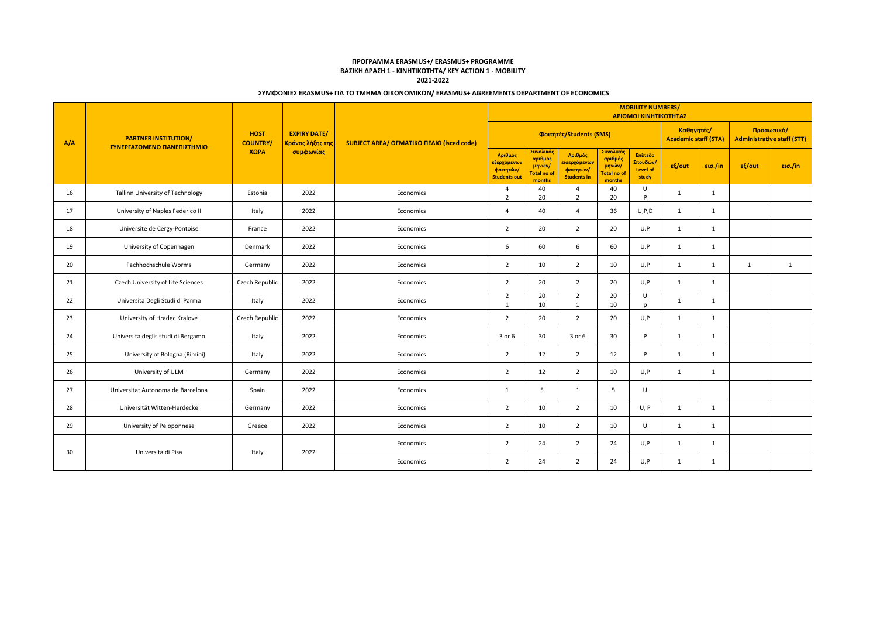**ΠΡΟΓΡΑΜΜΑ ERASMUS+/ ERASMUS+ PROGRAMME**
**ΒΑΣΙΚΗ ΔΡΑΣΗ 1 - ΚΙΝΗΤΙΚΟΤΗΤΑ/ KEY ACTION 1 - MOBILITY**
**2021-2022**

**ΣΥΜΦΩΝΙΕΣ ERASMUS+ ΓΙΑ ΤΟ ΤΜΗΜΑ ΟΙΚΟΝΟΜΙΚΩΝ/ ERASMUS+ AGREEMENTS DEPARTMENT OF ECONOMICS**

| A/A | PARTNER INSTITUTION/ ΣΥΝΕΡΓΑΖΟΜΕΝΟ ΠΑΝΕΠΙΣΤΗΜΙΟ | HOST COUNTRY/ ΧΩΡΑ | EXPIRY DATE/ Χρόνος λήξης της συμφωνίας | SUBJECT AREA/ ΘΕΜΑΤΙΚΟ ΠΕΔΙΟ (isced code) | MOBILITY NUMBERS/ ΑΡΙΘΜΟΙ ΚΙΝΗΤΙΚΟΤΗΤΑΣ | | | | | | | | |
|---|---|---|---|---|---|---|---|---|---|---|---|---|---|
| | | | | | Φοιτητές/Students (SMS) | | | | | Καθηγητές/ Academic staff (STA) | | Προσωπικό/ Administrative staff (STT) | |
| | | | | | Αριθμός εξερχόμενων φοιτητών/ Students out | Συνολικός αριθμός μηνών/ Total no of months | Αριθμός εισερχόμενων φοιτητών/ Students in | Συνολικός αριθμός μηνών/ Total no of months | Επίπεδο Σπουδών/ Level of study | εξ/out | εισ./in | εξ/out | εισ./in |
| 16 | Tallinn University of Technology | Estonia | 2022 | Economics | 4<br>2 | 40<br>20 | 4<br>2 | 40<br>20 | U<br>P | 1 | 1 | | |
| 17 | University of Naples Federico II | Italy | 2022 | Economics | 4 | 40 | 4 | 36 | U,P,D | 1 | 1 | | |
| 18 | Universite de Cergy-Pontoise | France | 2022 | Economics | 2 | 20 | 2 | 20 | U,P | 1 | 1 | | |
| 19 | University of Copenhagen | Denmark | 2022 | Economics | 6 | 60 | 6 | 60 | U,P | 1 | 1 | | |
| 20 | Fachhochschule Worms | Germany | 2022 | Economics | 2 | 10 | 2 | 10 | U,P | 1 | 1 | 1 | 1 |
| 21 | Czech University of Life Sciences | Czech Republic | 2022 | Economics | 2 | 20 | 2 | 20 | U,P | 1 | 1 | | |
| 22 | Universita Degli Studi di Parma | Italy | 2022 | Economics | 2<br>1 | 20<br>10 | 2<br>1 | 20<br>10 | U<br>p | 1 | 1 | | |
| 23 | University of Hradec Kralove | Czech Republic | 2022 | Economics | 2 | 20 | 2 | 20 | U,P | 1 | 1 | | |
| 24 | Universita deglis studi di Bergamo | Italy | 2022 | Economics | 3 or 6 | 30 | 3 or 6 | 30 | P | 1 | 1 | | |
| 25 | University of Bologna (Rimini) | Italy | 2022 | Economics | 2 | 12 | 2 | 12 | P | 1 | 1 | | |
| 26 | University of ULM | Germany | 2022 | Economics | 2 | 12 | 2 | 10 | U,P | 1 | 1 | | |
| 27 | Universitat Autonoma de Barcelona | Spain | 2022 | Economics | 1 | 5 | 1 | 5 | U | | | | |
| 28 | Universität Witten-Herdecke | Germany | 2022 | Economics | 2 | 10 | 2 | 10 | U, P | 1 | 1 | | |
| 29 | University of Peloponnese | Greece | 2022 | Economics | 2 | 10 | 2 | 10 | U | 1 | 1 | | |
| 30 | Universita di Pisa | Italy | 2022 | Economics | 2 | 24 | 2 | 24 | U,P | 1 | 1 | | |
| | | | | Economics | 2 | 24 | 2 | 24 | U,P | 1 | 1 | | |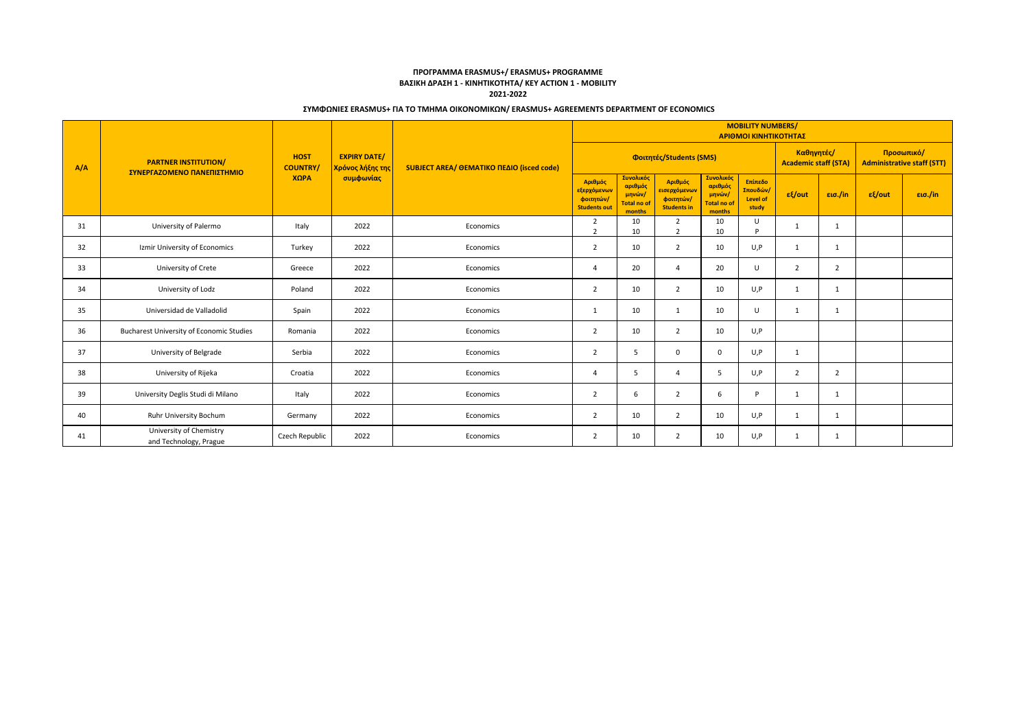**ΠΡΟΓΡΑΜΜΑ ERASMUS+/ ERASMUS+ PROGRAMME**
**ΒΑΣΙΚΗ ΔΡΑΣΗ 1 - ΚΙΝΗΤΙΚΟΤΗΤΑ/ KEY ACTION 1 - MOBILITY**
**2021-2022**

**ΣΥΜΦΩΝΙΕΣ ERASMUS+ ΓΙΑ ΤΟ ΤΜΗΜΑ ΟΙΚΟΝΟΜΙΚΩΝ/ ERASMUS+ AGREEMENTS DEPARTMENT OF ECONOMICS**

| A/A | PARTNER INSTITUTION/ ΣΥΝΕΡΓΑΖΟΜΕΝΟ ΠΑΝΕΠΙΣΤΗΜΙΟ | HOST COUNTRY/ ΧΩΡΑ | EXPIRY DATE/ Χρόνος λήξης της συμφωνίας | SUBJECT AREA/ ΘΕΜΑΤΙΚΟ ΠΕΔΙΟ (isced code) | MOBILITY NUMBERS/ ΑΡΙΘΜΟΙ ΚΙΝΗΤΙΚΟΤΗΤΑΣ | | | | | | | | |
|---|---|---|---|---|---|---|---|---|---|---|---|---|---|
| | | | | | Φοιτητές/Students (SMS) | | | | | Καθηγητές/ Academic staff (STA) | | Προσωπικό/ Administrative staff (STT) | |
| | | | | | Αριθμός εξερχόμενων φοιτητών/ Students out | Συνολικός αριθμός μηνών/ Total no of months | Αριθμός εισερχόμενων φοιτητών/ Students in | Συνολικός αριθμός μηνών/ Total no of months | Επίπεδο Σπουδών/ Level of study | εξ/out | εισ./in | εξ/out | εισ./in |
| 31 | University of Palermo | Italy | 2022 | Economics | 2<br>2 | 10<br>10 | 2<br>2 | 10<br>10 | U<br>P | 1 | 1 | | |
| 32 | Izmir University of Economics | Turkey | 2022 | Economics | 2 | 10 | 2 | 10 | U,P | 1 | 1 | | |
| 33 | University of Crete | Greece | 2022 | Economics | 4 | 20 | 4 | 20 | U | 2 | 2 | | |
| 34 | University of Lodz | Poland | 2022 | Economics | 2 | 10 | 2 | 10 | U,P | 1 | 1 | | |
| 35 | Universidad de Valladolid | Spain | 2022 | Economics | 1 | 10 | 1 | 10 | U | 1 | 1 | | |
| 36 | Bucharest University of Economic Studies | Romania | 2022 | Economics | 2 | 10 | 2 | 10 | U,P | | | | |
| 37 | University of Belgrade | Serbia | 2022 | Economics | 2 | 5 | 0 | 0 | U,P | 1 | | | |
| 38 | University of Rijeka | Croatia | 2022 | Economics | 4 | 5 | 4 | 5 | U,P | 2 | 2 | | |
| 39 | University Deglis Studi di Milano | Italy | 2022 | Economics | 2 | 6 | 2 | 6 | P | 1 | 1 | | |
| 40 | Ruhr University Bochum | Germany | 2022 | Economics | 2 | 10 | 2 | 10 | U,P | 1 | 1 | | |
| 41 | University of Chemistry and Technology, Prague | Czech Republic | 2022 | Economics | 2 | 10 | 2 | 10 | U,P | 1 | 1 | | |